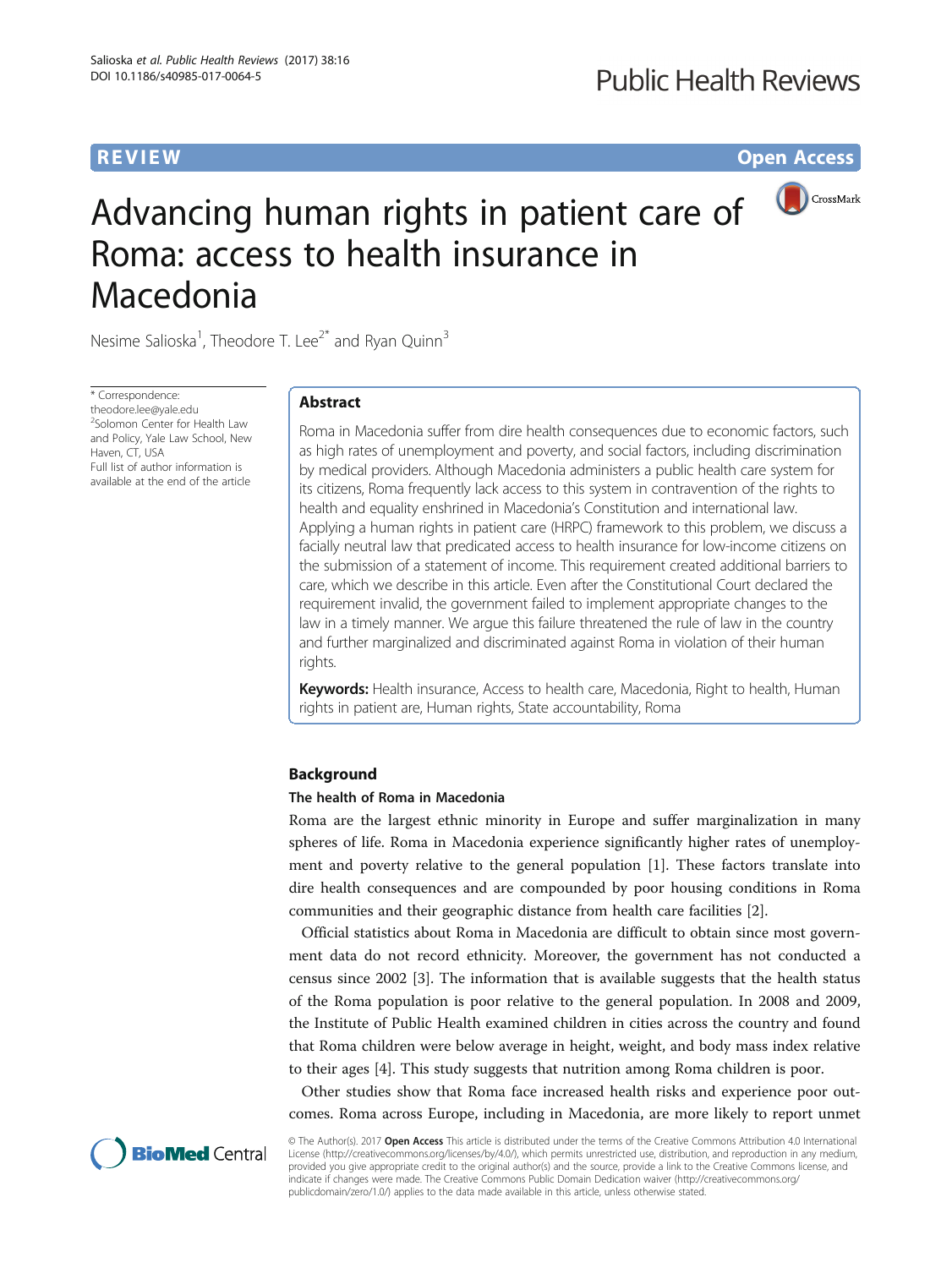REVIEW Open Access

# Advancing human rights in patient care of Roma: access to health insurance in Macedonia

Nesime Salioska[1], Theodore T. Lee[2*] and Ryan Quinn[3]

* Correspondence: theodore.lee@yale.edu
[2]Solomon Center for Health Law and Policy, Yale Law School, New Haven, CT, USA
Full list of author information is available at the end of the article

## Abstract

Roma in Macedonia suffer from dire health consequences due to economic factors, such as high rates of unemployment and poverty, and social factors, including discrimination by medical providers. Although Macedonia administers a public health care system for its citizens, Roma frequently lack access to this system in contravention of the rights to health and equality enshrined in Macedonia's Constitution and international law. Applying a human rights in patient care (HRPC) framework to this problem, we discuss a facially neutral law that predicated access to health insurance for low-income citizens on the submission of a statement of income. This requirement created additional barriers to care, which we describe in this article. Even after the Constitutional Court declared the requirement invalid, the government failed to implement appropriate changes to the law in a timely manner. We argue this failure threatened the rule of law in the country and further marginalized and discriminated against Roma in violation of their human rights.

**Keywords:** Health insurance, Access to health care, Macedonia, Right to health, Human rights in patient are, Human rights, State accountability, Roma

## Background

### The health of Roma in Macedonia

Roma are the largest ethnic minority in Europe and suffer marginalization in many spheres of life. Roma in Macedonia experience significantly higher rates of unemployment and poverty relative to the general population [1]. These factors translate into dire health consequences and are compounded by poor housing conditions in Roma communities and their geographic distance from health care facilities [2].

Official statistics about Roma in Macedonia are difficult to obtain since most government data do not record ethnicity. Moreover, the government has not conducted a census since 2002 [3]. The information that is available suggests that the health status of the Roma population is poor relative to the general population. In 2008 and 2009, the Institute of Public Health examined children in cities across the country and found that Roma children were below average in height, weight, and body mass index relative to their ages [4]. This study suggests that nutrition among Roma children is poor.

Other studies show that Roma face increased health risks and experience poor outcomes. Roma across Europe, including in Macedonia, are more likely to report unmet

© The Author(s). 2017 **Open Access** This article is distributed under the terms of the Creative Commons Attribution 4.0 International License (http://creativecommons.org/licenses/by/4.0/), which permits unrestricted use, distribution, and reproduction in any medium, provided you give appropriate credit to the original author(s) and the source, provide a link to the Creative Commons license, and indicate if changes were made. The Creative Commons Public Domain Dedication waiver (http://creativecommons.org/publicdomain/zero/1.0/) applies to the data made available in this article, unless otherwise stated.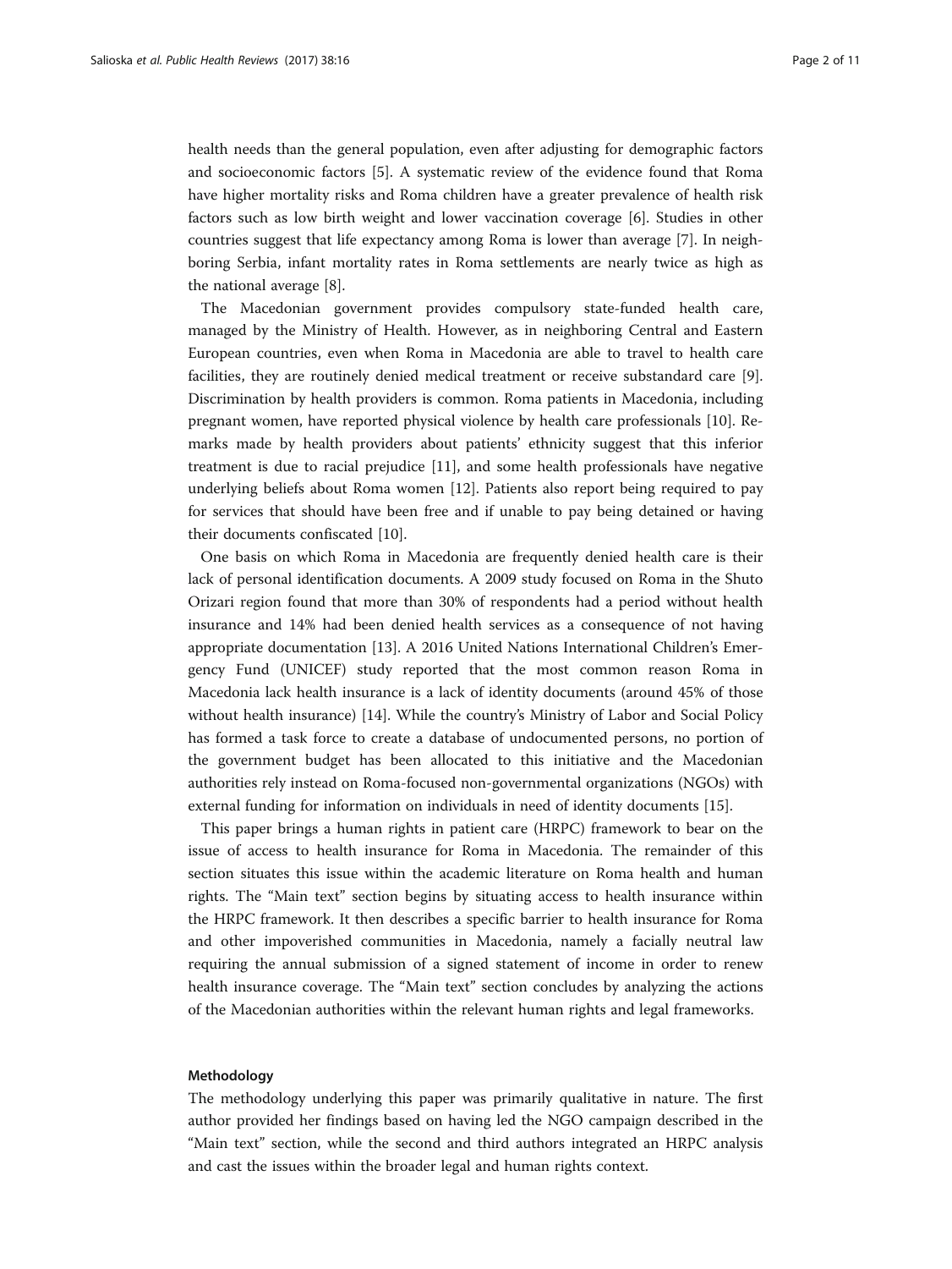health needs than the general population, even after adjusting for demographic factors and socioeconomic factors [5]. A systematic review of the evidence found that Roma have higher mortality risks and Roma children have a greater prevalence of health risk factors such as low birth weight and lower vaccination coverage [6]. Studies in other countries suggest that life expectancy among Roma is lower than average [7]. In neighboring Serbia, infant mortality rates in Roma settlements are nearly twice as high as the national average [8].

The Macedonian government provides compulsory state-funded health care, managed by the Ministry of Health. However, as in neighboring Central and Eastern European countries, even when Roma in Macedonia are able to travel to health care facilities, they are routinely denied medical treatment or receive substandard care [9]. Discrimination by health providers is common. Roma patients in Macedonia, including pregnant women, have reported physical violence by health care professionals [10]. Remarks made by health providers about patients' ethnicity suggest that this inferior treatment is due to racial prejudice [11], and some health professionals have negative underlying beliefs about Roma women [12]. Patients also report being required to pay for services that should have been free and if unable to pay being detained or having their documents confiscated [10].

One basis on which Roma in Macedonia are frequently denied health care is their lack of personal identification documents. A 2009 study focused on Roma in the Shuto Orizari region found that more than 30% of respondents had a period without health insurance and 14% had been denied health services as a consequence of not having appropriate documentation [13]. A 2016 United Nations International Children's Emergency Fund (UNICEF) study reported that the most common reason Roma in Macedonia lack health insurance is a lack of identity documents (around 45% of those without health insurance) [14]. While the country's Ministry of Labor and Social Policy has formed a task force to create a database of undocumented persons, no portion of the government budget has been allocated to this initiative and the Macedonian authorities rely instead on Roma-focused non-governmental organizations (NGOs) with external funding for information on individuals in need of identity documents [15].

This paper brings a human rights in patient care (HRPC) framework to bear on the issue of access to health insurance for Roma in Macedonia. The remainder of this section situates this issue within the academic literature on Roma health and human rights. The "Main text" section begins by situating access to health insurance within the HRPC framework. It then describes a specific barrier to health insurance for Roma and other impoverished communities in Macedonia, namely a facially neutral law requiring the annual submission of a signed statement of income in order to renew health insurance coverage. The "Main text" section concludes by analyzing the actions of the Macedonian authorities within the relevant human rights and legal frameworks.

#### Methodology

The methodology underlying this paper was primarily qualitative in nature. The first author provided her findings based on having led the NGO campaign described in the "Main text" section, while the second and third authors integrated an HRPC analysis and cast the issues within the broader legal and human rights context.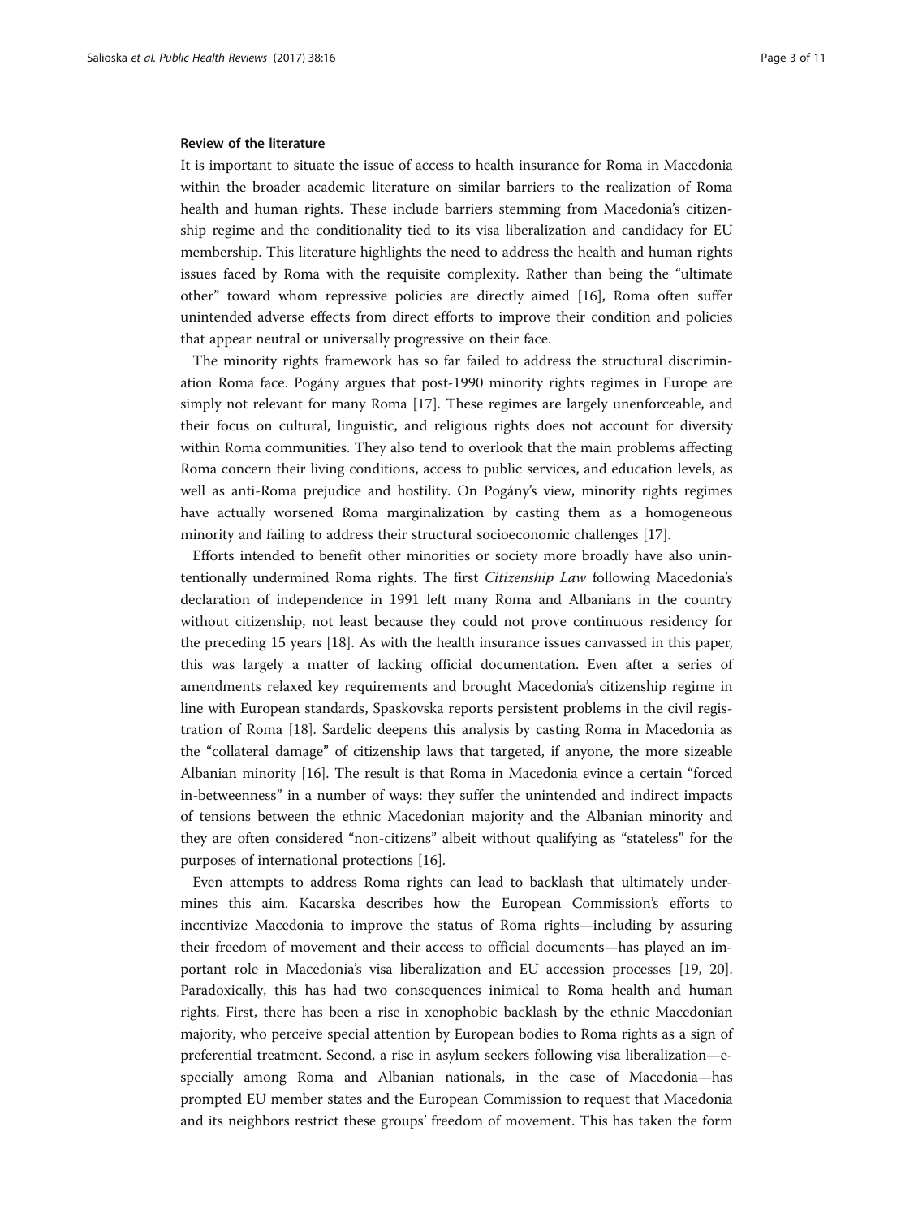### Review of the literature

It is important to situate the issue of access to health insurance for Roma in Macedonia within the broader academic literature on similar barriers to the realization of Roma health and human rights. These include barriers stemming from Macedonia's citizenship regime and the conditionality tied to its visa liberalization and candidacy for EU membership. This literature highlights the need to address the health and human rights issues faced by Roma with the requisite complexity. Rather than being the "ultimate other" toward whom repressive policies are directly aimed [16], Roma often suffer unintended adverse effects from direct efforts to improve their condition and policies that appear neutral or universally progressive on their face.

The minority rights framework has so far failed to address the structural discrimination Roma face. Pogány argues that post-1990 minority rights regimes in Europe are simply not relevant for many Roma [17]. These regimes are largely unenforceable, and their focus on cultural, linguistic, and religious rights does not account for diversity within Roma communities. They also tend to overlook that the main problems affecting Roma concern their living conditions, access to public services, and education levels, as well as anti-Roma prejudice and hostility. On Pogány's view, minority rights regimes have actually worsened Roma marginalization by casting them as a homogeneous minority and failing to address their structural socioeconomic challenges [17].

Efforts intended to benefit other minorities or society more broadly have also unintentionally undermined Roma rights. The first *Citizenship Law* following Macedonia's declaration of independence in 1991 left many Roma and Albanians in the country without citizenship, not least because they could not prove continuous residency for the preceding 15 years [18]. As with the health insurance issues canvassed in this paper, this was largely a matter of lacking official documentation. Even after a series of amendments relaxed key requirements and brought Macedonia's citizenship regime in line with European standards, Spaskovska reports persistent problems in the civil registration of Roma [18]. Sardelic deepens this analysis by casting Roma in Macedonia as the "collateral damage" of citizenship laws that targeted, if anyone, the more sizeable Albanian minority [16]. The result is that Roma in Macedonia evince a certain "forced in-betweenness" in a number of ways: they suffer the unintended and indirect impacts of tensions between the ethnic Macedonian majority and the Albanian minority and they are often considered "non-citizens" albeit without qualifying as "stateless" for the purposes of international protections [16].

Even attempts to address Roma rights can lead to backlash that ultimately undermines this aim. Kacarska describes how the European Commission's efforts to incentivize Macedonia to improve the status of Roma rights—including by assuring their freedom of movement and their access to official documents—has played an important role in Macedonia's visa liberalization and EU accession processes [19, 20]. Paradoxically, this has had two consequences inimical to Roma health and human rights. First, there has been a rise in xenophobic backlash by the ethnic Macedonian majority, who perceive special attention by European bodies to Roma rights as a sign of preferential treatment. Second, a rise in asylum seekers following visa liberalization—especially among Roma and Albanian nationals, in the case of Macedonia—has prompted EU member states and the European Commission to request that Macedonia and its neighbors restrict these groups' freedom of movement. This has taken the form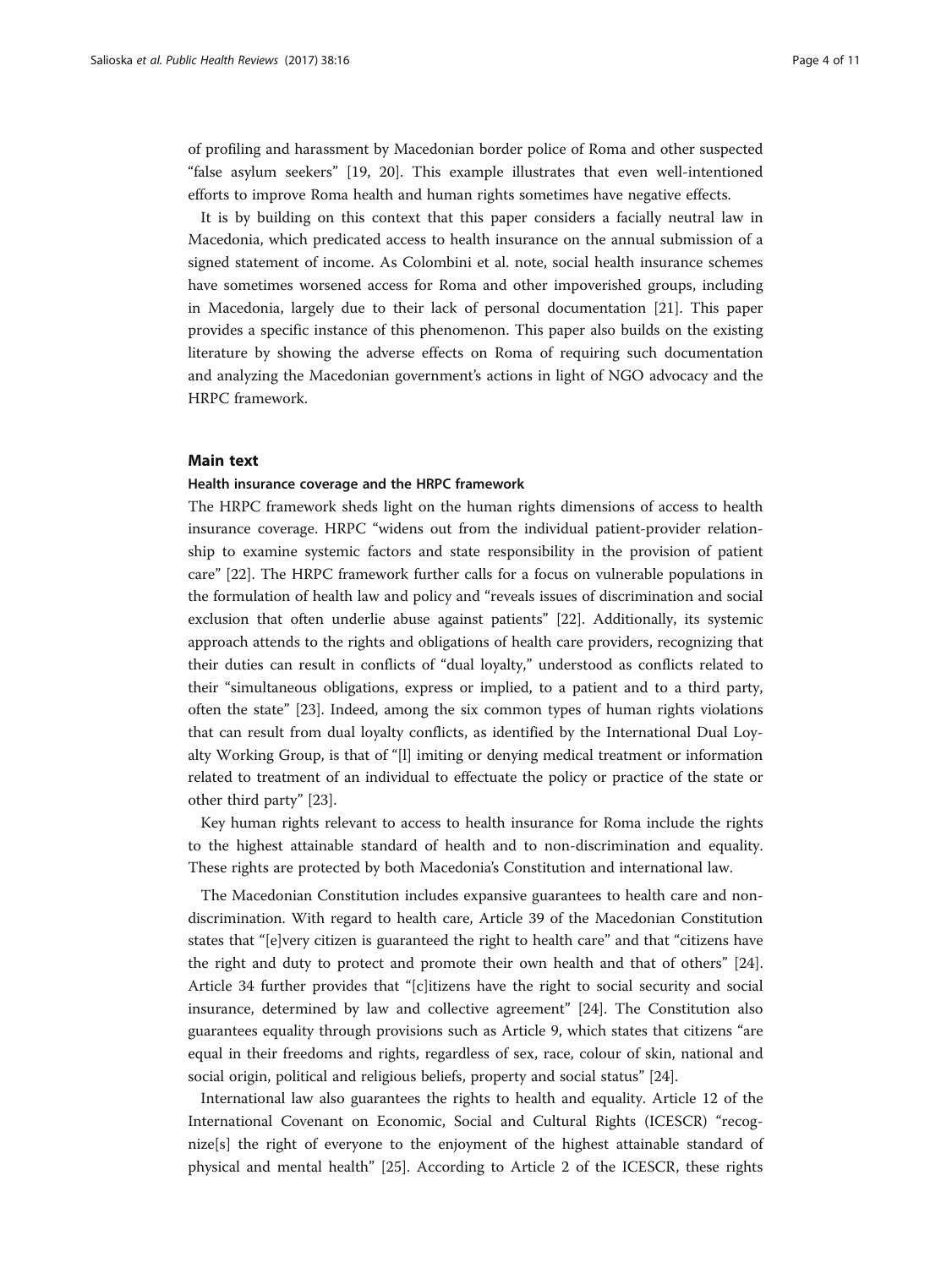of profiling and harassment by Macedonian border police of Roma and other suspected "false asylum seekers" [19, 20]. This example illustrates that even well-intentioned efforts to improve Roma health and human rights sometimes have negative effects.

It is by building on this context that this paper considers a facially neutral law in Macedonia, which predicated access to health insurance on the annual submission of a signed statement of income. As Colombini et al. note, social health insurance schemes have sometimes worsened access for Roma and other impoverished groups, including in Macedonia, largely due to their lack of personal documentation [21]. This paper provides a specific instance of this phenomenon. This paper also builds on the existing literature by showing the adverse effects on Roma of requiring such documentation and analyzing the Macedonian government's actions in light of NGO advocacy and the HRPC framework.

## Main text

### Health insurance coverage and the HRPC framework

The HRPC framework sheds light on the human rights dimensions of access to health insurance coverage. HRPC "widens out from the individual patient-provider relationship to examine systemic factors and state responsibility in the provision of patient care" [22]. The HRPC framework further calls for a focus on vulnerable populations in the formulation of health law and policy and "reveals issues of discrimination and social exclusion that often underlie abuse against patients" [22]. Additionally, its systemic approach attends to the rights and obligations of health care providers, recognizing that their duties can result in conflicts of "dual loyalty," understood as conflicts related to their "simultaneous obligations, express or implied, to a patient and to a third party, often the state" [23]. Indeed, among the six common types of human rights violations that can result from dual loyalty conflicts, as identified by the International Dual Loyalty Working Group, is that of "[l] imiting or denying medical treatment or information related to treatment of an individual to effectuate the policy or practice of the state or other third party" [23].

Key human rights relevant to access to health insurance for Roma include the rights to the highest attainable standard of health and to non-discrimination and equality. These rights are protected by both Macedonia's Constitution and international law.

The Macedonian Constitution includes expansive guarantees to health care and non-discrimination. With regard to health care, Article 39 of the Macedonian Constitution states that "[e]very citizen is guaranteed the right to health care" and that "citizens have the right and duty to protect and promote their own health and that of others" [24]. Article 34 further provides that "[c]itizens have the right to social security and social insurance, determined by law and collective agreement" [24]. The Constitution also guarantees equality through provisions such as Article 9, which states that citizens "are equal in their freedoms and rights, regardless of sex, race, colour of skin, national and social origin, political and religious beliefs, property and social status" [24].

International law also guarantees the rights to health and equality. Article 12 of the International Covenant on Economic, Social and Cultural Rights (ICESCR) "recognize[s] the right of everyone to the enjoyment of the highest attainable standard of physical and mental health" [25]. According to Article 2 of the ICESCR, these rights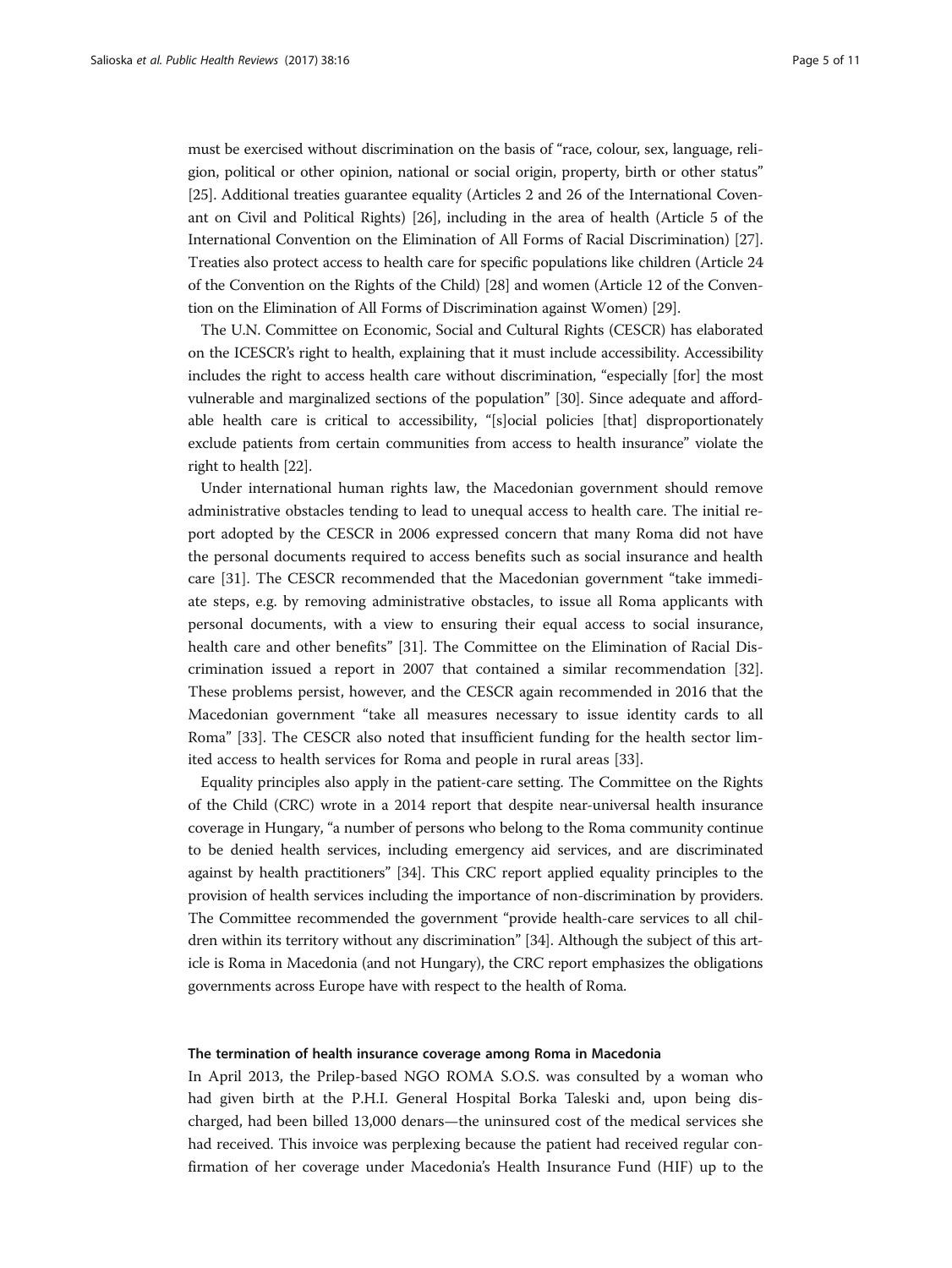must be exercised without discrimination on the basis of "race, colour, sex, language, religion, political or other opinion, national or social origin, property, birth or other status" [25]. Additional treaties guarantee equality (Articles 2 and 26 of the International Covenant on Civil and Political Rights) [26], including in the area of health (Article 5 of the International Convention on the Elimination of All Forms of Racial Discrimination) [27]. Treaties also protect access to health care for specific populations like children (Article 24 of the Convention on the Rights of the Child) [28] and women (Article 12 of the Convention on the Elimination of All Forms of Discrimination against Women) [29].

The U.N. Committee on Economic, Social and Cultural Rights (CESCR) has elaborated on the ICESCR's right to health, explaining that it must include accessibility. Accessibility includes the right to access health care without discrimination, "especially [for] the most vulnerable and marginalized sections of the population" [30]. Since adequate and affordable health care is critical to accessibility, "[s]ocial policies [that] disproportionately exclude patients from certain communities from access to health insurance" violate the right to health [22].

Under international human rights law, the Macedonian government should remove administrative obstacles tending to lead to unequal access to health care. The initial report adopted by the CESCR in 2006 expressed concern that many Roma did not have the personal documents required to access benefits such as social insurance and health care [31]. The CESCR recommended that the Macedonian government "take immediate steps, e.g. by removing administrative obstacles, to issue all Roma applicants with personal documents, with a view to ensuring their equal access to social insurance, health care and other benefits" [31]. The Committee on the Elimination of Racial Discrimination issued a report in 2007 that contained a similar recommendation [32]. These problems persist, however, and the CESCR again recommended in 2016 that the Macedonian government "take all measures necessary to issue identity cards to all Roma" [33]. The CESCR also noted that insufficient funding for the health sector limited access to health services for Roma and people in rural areas [33].

Equality principles also apply in the patient-care setting. The Committee on the Rights of the Child (CRC) wrote in a 2014 report that despite near-universal health insurance coverage in Hungary, "a number of persons who belong to the Roma community continue to be denied health services, including emergency aid services, and are discriminated against by health practitioners" [34]. This CRC report applied equality principles to the provision of health services including the importance of non-discrimination by providers. The Committee recommended the government "provide health-care services to all children within its territory without any discrimination" [34]. Although the subject of this article is Roma in Macedonia (and not Hungary), the CRC report emphasizes the obligations governments across Europe have with respect to the health of Roma.

### The termination of health insurance coverage among Roma in Macedonia

In April 2013, the Prilep-based NGO ROMA S.O.S. was consulted by a woman who had given birth at the P.H.I. General Hospital Borka Taleski and, upon being discharged, had been billed 13,000 denars—the uninsured cost of the medical services she had received. This invoice was perplexing because the patient had received regular confirmation of her coverage under Macedonia's Health Insurance Fund (HIF) up to the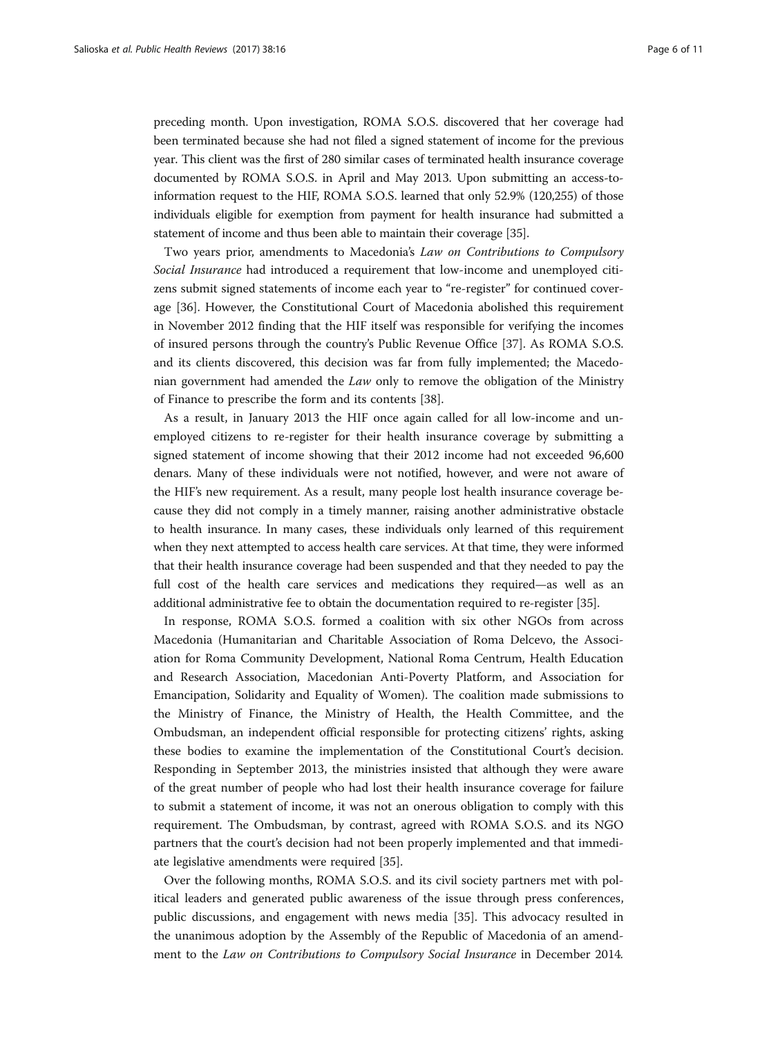preceding month. Upon investigation, ROMA S.O.S. discovered that her coverage had been terminated because she had not filed a signed statement of income for the previous year. This client was the first of 280 similar cases of terminated health insurance coverage documented by ROMA S.O.S. in April and May 2013. Upon submitting an access-to-information request to the HIF, ROMA S.O.S. learned that only 52.9% (120,255) of those individuals eligible for exemption from payment for health insurance had submitted a statement of income and thus been able to maintain their coverage [35].

Two years prior, amendments to Macedonia's *Law on Contributions to Compulsory Social Insurance* had introduced a requirement that low-income and unemployed citizens submit signed statements of income each year to "re-register" for continued coverage [36]. However, the Constitutional Court of Macedonia abolished this requirement in November 2012 finding that the HIF itself was responsible for verifying the incomes of insured persons through the country's Public Revenue Office [37]. As ROMA S.O.S. and its clients discovered, this decision was far from fully implemented; the Macedonian government had amended the *Law* only to remove the obligation of the Ministry of Finance to prescribe the form and its contents [38].

As a result, in January 2013 the HIF once again called for all low-income and unemployed citizens to re-register for their health insurance coverage by submitting a signed statement of income showing that their 2012 income had not exceeded 96,600 denars. Many of these individuals were not notified, however, and were not aware of the HIF's new requirement. As a result, many people lost health insurance coverage because they did not comply in a timely manner, raising another administrative obstacle to health insurance. In many cases, these individuals only learned of this requirement when they next attempted to access health care services. At that time, they were informed that their health insurance coverage had been suspended and that they needed to pay the full cost of the health care services and medications they required—as well as an additional administrative fee to obtain the documentation required to re-register [35].

In response, ROMA S.O.S. formed a coalition with six other NGOs from across Macedonia (Humanitarian and Charitable Association of Roma Delcevo, the Association for Roma Community Development, National Roma Centrum, Health Education and Research Association, Macedonian Anti-Poverty Platform, and Association for Emancipation, Solidarity and Equality of Women). The coalition made submissions to the Ministry of Finance, the Ministry of Health, the Health Committee, and the Ombudsman, an independent official responsible for protecting citizens' rights, asking these bodies to examine the implementation of the Constitutional Court's decision. Responding in September 2013, the ministries insisted that although they were aware of the great number of people who had lost their health insurance coverage for failure to submit a statement of income, it was not an onerous obligation to comply with this requirement. The Ombudsman, by contrast, agreed with ROMA S.O.S. and its NGO partners that the court's decision had not been properly implemented and that immediate legislative amendments were required [35].

Over the following months, ROMA S.O.S. and its civil society partners met with political leaders and generated public awareness of the issue through press conferences, public discussions, and engagement with news media [35]. This advocacy resulted in the unanimous adoption by the Assembly of the Republic of Macedonia of an amendment to the *Law on Contributions to Compulsory Social Insurance* in December 2014.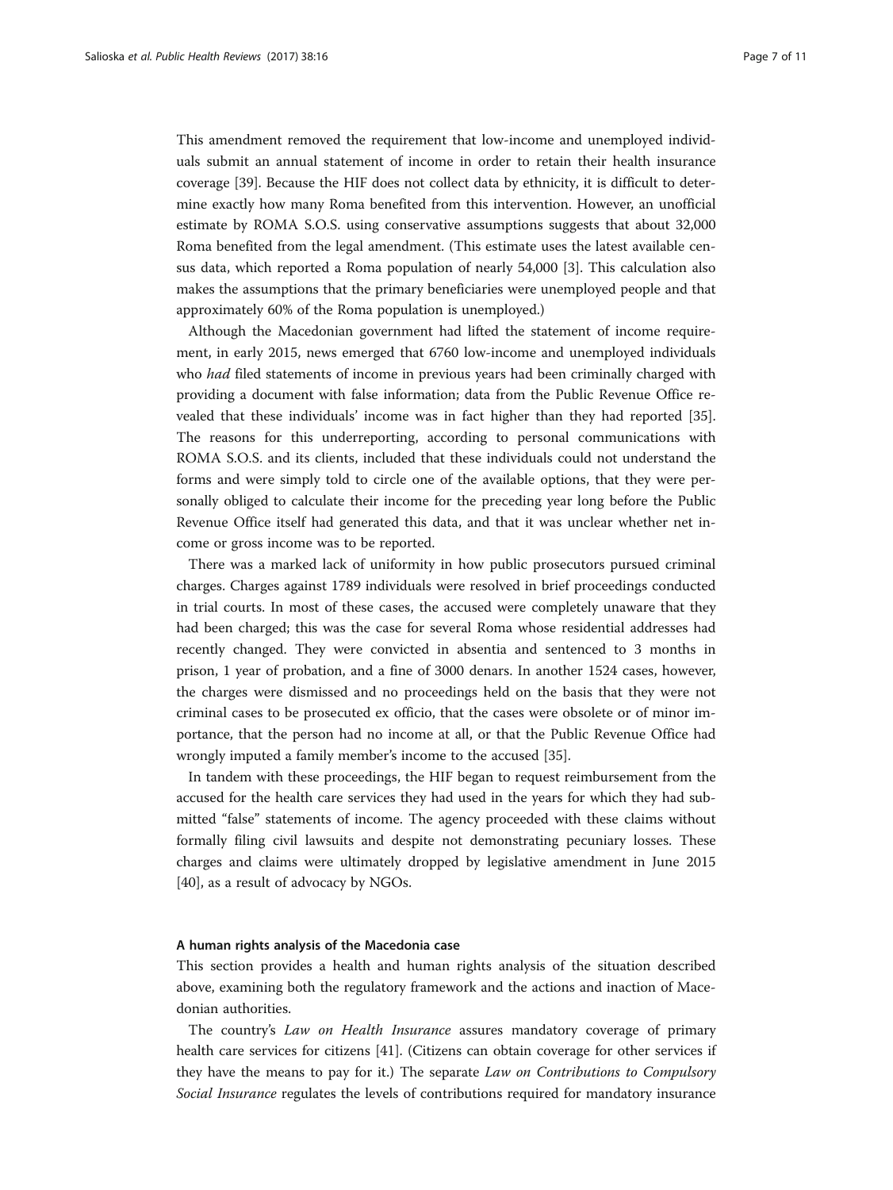This amendment removed the requirement that low-income and unemployed individuals submit an annual statement of income in order to retain their health insurance coverage [39]. Because the HIF does not collect data by ethnicity, it is difficult to determine exactly how many Roma benefited from this intervention. However, an unofficial estimate by ROMA S.O.S. using conservative assumptions suggests that about 32,000 Roma benefited from the legal amendment. (This estimate uses the latest available census data, which reported a Roma population of nearly 54,000 [3]. This calculation also makes the assumptions that the primary beneficiaries were unemployed people and that approximately 60% of the Roma population is unemployed.)

Although the Macedonian government had lifted the statement of income requirement, in early 2015, news emerged that 6760 low-income and unemployed individuals who *had* filed statements of income in previous years had been criminally charged with providing a document with false information; data from the Public Revenue Office revealed that these individuals' income was in fact higher than they had reported [35]. The reasons for this underreporting, according to personal communications with ROMA S.O.S. and its clients, included that these individuals could not understand the forms and were simply told to circle one of the available options, that they were personally obliged to calculate their income for the preceding year long before the Public Revenue Office itself had generated this data, and that it was unclear whether net income or gross income was to be reported.

There was a marked lack of uniformity in how public prosecutors pursued criminal charges. Charges against 1789 individuals were resolved in brief proceedings conducted in trial courts. In most of these cases, the accused were completely unaware that they had been charged; this was the case for several Roma whose residential addresses had recently changed. They were convicted in absentia and sentenced to 3 months in prison, 1 year of probation, and a fine of 3000 denars. In another 1524 cases, however, the charges were dismissed and no proceedings held on the basis that they were not criminal cases to be prosecuted ex officio, that the cases were obsolete or of minor importance, that the person had no income at all, or that the Public Revenue Office had wrongly imputed a family member's income to the accused [35].

In tandem with these proceedings, the HIF began to request reimbursement from the accused for the health care services they had used in the years for which they had submitted "false" statements of income. The agency proceeded with these claims without formally filing civil lawsuits and despite not demonstrating pecuniary losses. These charges and claims were ultimately dropped by legislative amendment in June 2015 [40], as a result of advocacy by NGOs.

#### A human rights analysis of the Macedonia case

This section provides a health and human rights analysis of the situation described above, examining both the regulatory framework and the actions and inaction of Macedonian authorities.

The country's *Law on Health Insurance* assures mandatory coverage of primary health care services for citizens [41]. (Citizens can obtain coverage for other services if they have the means to pay for it.) The separate *Law on Contributions to Compulsory Social Insurance* regulates the levels of contributions required for mandatory insurance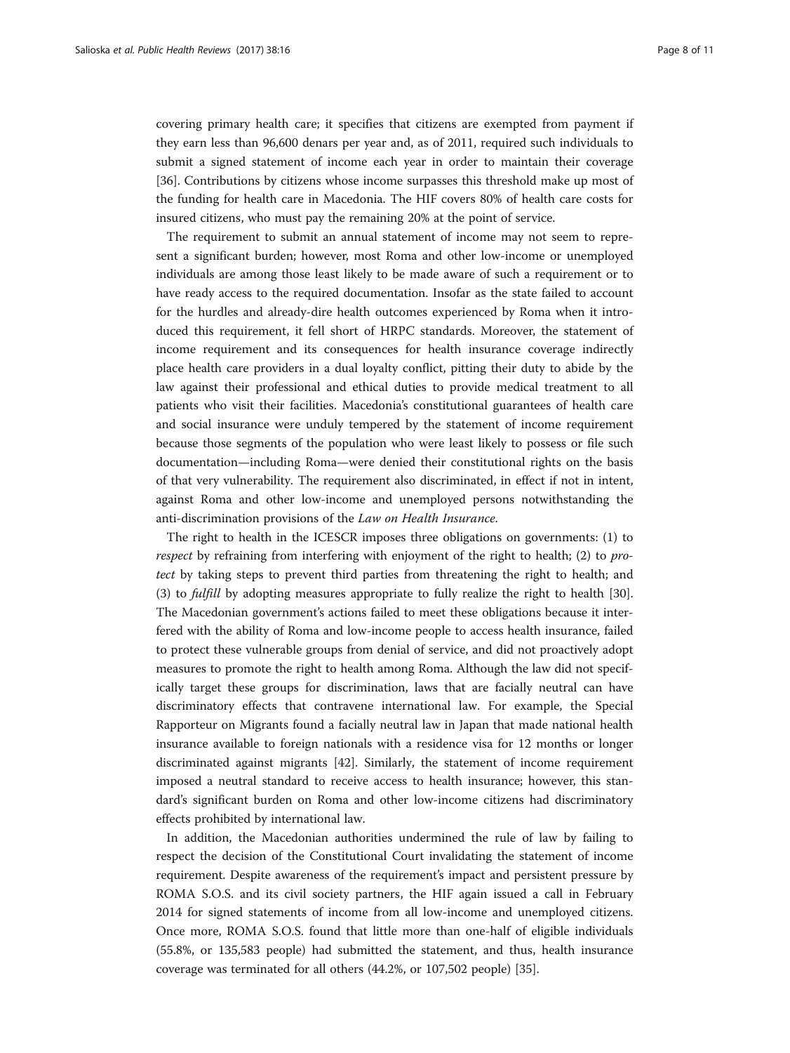covering primary health care; it specifies that citizens are exempted from payment if they earn less than 96,600 denars per year and, as of 2011, required such individuals to submit a signed statement of income each year in order to maintain their coverage [36]. Contributions by citizens whose income surpasses this threshold make up most of the funding for health care in Macedonia. The HIF covers 80% of health care costs for insured citizens, who must pay the remaining 20% at the point of service.

The requirement to submit an annual statement of income may not seem to represent a significant burden; however, most Roma and other low-income or unemployed individuals are among those least likely to be made aware of such a requirement or to have ready access to the required documentation. Insofar as the state failed to account for the hurdles and already-dire health outcomes experienced by Roma when it introduced this requirement, it fell short of HRPC standards. Moreover, the statement of income requirement and its consequences for health insurance coverage indirectly place health care providers in a dual loyalty conflict, pitting their duty to abide by the law against their professional and ethical duties to provide medical treatment to all patients who visit their facilities. Macedonia's constitutional guarantees of health care and social insurance were unduly tempered by the statement of income requirement because those segments of the population who were least likely to possess or file such documentation—including Roma—were denied their constitutional rights on the basis of that very vulnerability. The requirement also discriminated, in effect if not in intent, against Roma and other low-income and unemployed persons notwithstanding the anti-discrimination provisions of the *Law on Health Insurance*.

The right to health in the ICESCR imposes three obligations on governments: (1) to *respect* by refraining from interfering with enjoyment of the right to health; (2) to *protect* by taking steps to prevent third parties from threatening the right to health; and (3) to *fulfill* by adopting measures appropriate to fully realize the right to health [30]. The Macedonian government's actions failed to meet these obligations because it interfered with the ability of Roma and low-income people to access health insurance, failed to protect these vulnerable groups from denial of service, and did not proactively adopt measures to promote the right to health among Roma. Although the law did not specifically target these groups for discrimination, laws that are facially neutral can have discriminatory effects that contravene international law. For example, the Special Rapporteur on Migrants found a facially neutral law in Japan that made national health insurance available to foreign nationals with a residence visa for 12 months or longer discriminated against migrants [42]. Similarly, the statement of income requirement imposed a neutral standard to receive access to health insurance; however, this standard's significant burden on Roma and other low-income citizens had discriminatory effects prohibited by international law.

In addition, the Macedonian authorities undermined the rule of law by failing to respect the decision of the Constitutional Court invalidating the statement of income requirement. Despite awareness of the requirement's impact and persistent pressure by ROMA S.O.S. and its civil society partners, the HIF again issued a call in February 2014 for signed statements of income from all low-income and unemployed citizens. Once more, ROMA S.O.S. found that little more than one-half of eligible individuals (55.8%, or 135,583 people) had submitted the statement, and thus, health insurance coverage was terminated for all others (44.2%, or 107,502 people) [35].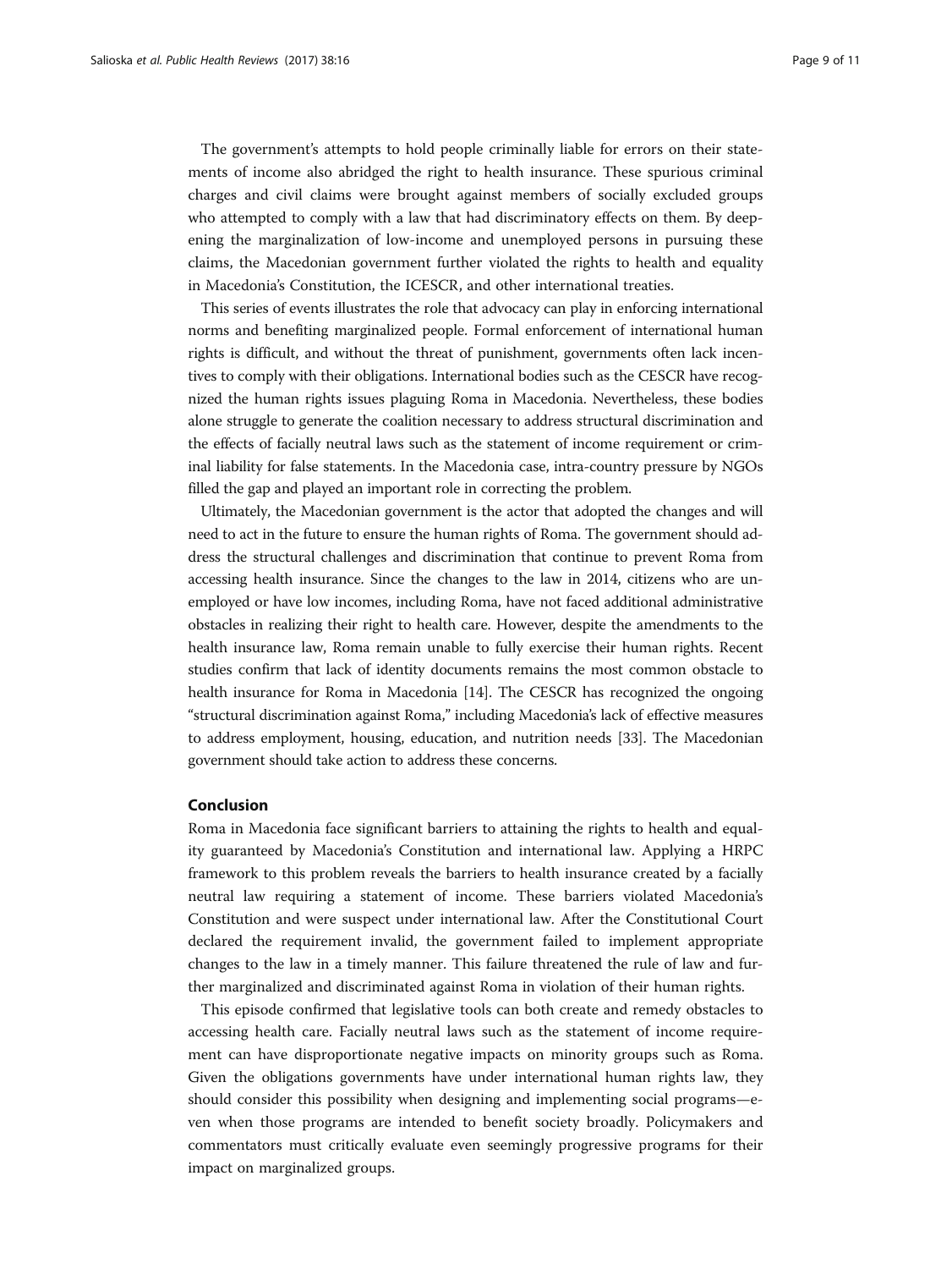The government's attempts to hold people criminally liable for errors on their statements of income also abridged the right to health insurance. These spurious criminal charges and civil claims were brought against members of socially excluded groups who attempted to comply with a law that had discriminatory effects on them. By deepening the marginalization of low-income and unemployed persons in pursuing these claims, the Macedonian government further violated the rights to health and equality in Macedonia's Constitution, the ICESCR, and other international treaties.

This series of events illustrates the role that advocacy can play in enforcing international norms and benefiting marginalized people. Formal enforcement of international human rights is difficult, and without the threat of punishment, governments often lack incentives to comply with their obligations. International bodies such as the CESCR have recognized the human rights issues plaguing Roma in Macedonia. Nevertheless, these bodies alone struggle to generate the coalition necessary to address structural discrimination and the effects of facially neutral laws such as the statement of income requirement or criminal liability for false statements. In the Macedonia case, intra-country pressure by NGOs filled the gap and played an important role in correcting the problem.

Ultimately, the Macedonian government is the actor that adopted the changes and will need to act in the future to ensure the human rights of Roma. The government should address the structural challenges and discrimination that continue to prevent Roma from accessing health insurance. Since the changes to the law in 2014, citizens who are unemployed or have low incomes, including Roma, have not faced additional administrative obstacles in realizing their right to health care. However, despite the amendments to the health insurance law, Roma remain unable to fully exercise their human rights. Recent studies confirm that lack of identity documents remains the most common obstacle to health insurance for Roma in Macedonia [14]. The CESCR has recognized the ongoing "structural discrimination against Roma," including Macedonia's lack of effective measures to address employment, housing, education, and nutrition needs [33]. The Macedonian government should take action to address these concerns.

## Conclusion

Roma in Macedonia face significant barriers to attaining the rights to health and equality guaranteed by Macedonia's Constitution and international law. Applying a HRPC framework to this problem reveals the barriers to health insurance created by a facially neutral law requiring a statement of income. These barriers violated Macedonia's Constitution and were suspect under international law. After the Constitutional Court declared the requirement invalid, the government failed to implement appropriate changes to the law in a timely manner. This failure threatened the rule of law and further marginalized and discriminated against Roma in violation of their human rights.

This episode confirmed that legislative tools can both create and remedy obstacles to accessing health care. Facially neutral laws such as the statement of income requirement can have disproportionate negative impacts on minority groups such as Roma. Given the obligations governments have under international human rights law, they should consider this possibility when designing and implementing social programs—even when those programs are intended to benefit society broadly. Policymakers and commentators must critically evaluate even seemingly progressive programs for their impact on marginalized groups.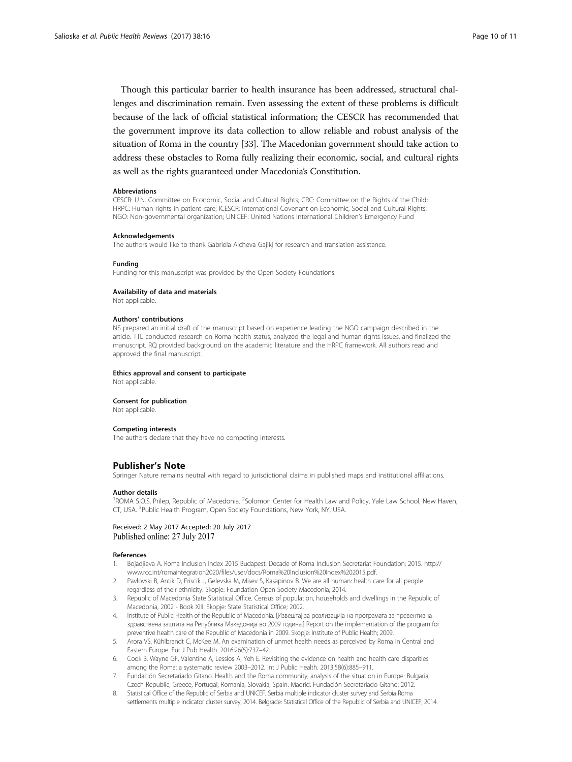Though this particular barrier to health insurance has been addressed, structural challenges and discrimination remain. Even assessing the extent of these problems is difficult because of the lack of official statistical information; the CESCR has recommended that the government improve its data collection to allow reliable and robust analysis of the situation of Roma in the country [33]. The Macedonian government should take action to address these obstacles to Roma fully realizing their economic, social, and cultural rights as well as the rights guaranteed under Macedonia's Constitution.

#### Abbreviations

CESCR: U.N. Committee on Economic, Social and Cultural Rights; CRC: Committee on the Rights of the Child; HRPC: Human rights in patient care; ICESCR: International Covenant on Economic, Social and Cultural Rights; NGO: Non-governmental organization; UNICEF: United Nations International Children's Emergency Fund

#### Acknowledgements

The authors would like to thank Gabriela Alcheva Gajikj for research and translation assistance.

#### Funding

Funding for this manuscript was provided by the Open Society Foundations.

#### Availability of data and materials

Not applicable.

#### Authors' contributions

NS prepared an initial draft of the manuscript based on experience leading the NGO campaign described in the article. TTL conducted research on Roma health status, analyzed the legal and human rights issues, and finalized the manuscript. RQ provided background on the academic literature and the HRPC framework. All authors read and approved the final manuscript.

#### Ethics approval and consent to participate

Not applicable.

#### Consent for publication

Not applicable.

#### Competing interests

The authors declare that they have no competing interests.

## Publisher's Note

Springer Nature remains neutral with regard to jurisdictional claims in published maps and institutional affiliations.

#### Author details

[1]ROMA S.O.S, Prilep, Republic of Macedonia. [2]Solomon Center for Health Law and Policy, Yale Law School, New Haven, CT, USA. [3]Public Health Program, Open Society Foundations, New York, NY, USA.

Received: 2 May 2017 Accepted: 20 July 2017
Published online: 27 July 2017

#### References

1. Bojadjieva A. Roma Inclusion Index 2015 Budapest: Decade of Roma Inclusion Secretariat Foundation; 2015. http://www.rcc.int/romaintegration2020/files/user/docs/Roma%20Inclusion%20Index%202015.pdf.
2. Pavlovski B, Antik D, Friscik J, Gelevska M, Misev S, Kasapinov B. We are all human: health care for all people regardless of their ethnicity. Skopje: Foundation Open Society Macedonia; 2014.
3. Republic of Macedonia State Statistical Office. Census of population, households and dwellings in the Republic of Macedonia, 2002 - Book XIII. Skopje: State Statistical Office; 2002.
4. Institute of Public Health of the Republic of Macedonia. [Извештај за реализација на програмата за превентивна здравствена заштита на Република Македонија во 2009 година.] Report on the implementation of the program for preventive health care of the Republic of Macedonia in 2009. Skopje: Institute of Public Health; 2009.
5. Arora VS, Kühlbrandt C, McKee M. An examination of unmet health needs as perceived by Roma in Central and Eastern Europe. Eur J Pub Health. 2016;26(5):737–42.
6. Cook B, Wayne GF, Valentine A, Lessios A, Yeh E. Revisiting the evidence on health and health care disparities among the Roma: a systematic review 2003–2012. Int J Public Health. 2013;58(6):885–911.
7. Fundación Secretariado Gitano. Health and the Roma community, analysis of the situation in Europe: Bulgaria, Czech Republic, Greece, Portugal, Romania, Slovakia, Spain. Madrid: Fundación Secretariado Gitano; 2012.
8. Statistical Office of the Republic of Serbia and UNICEF. Serbia multiple indicator cluster survey and Serbia Roma settlements multiple indicator cluster survey, 2014. Belgrade: Statistical Office of the Republic of Serbia and UNICEF; 2014.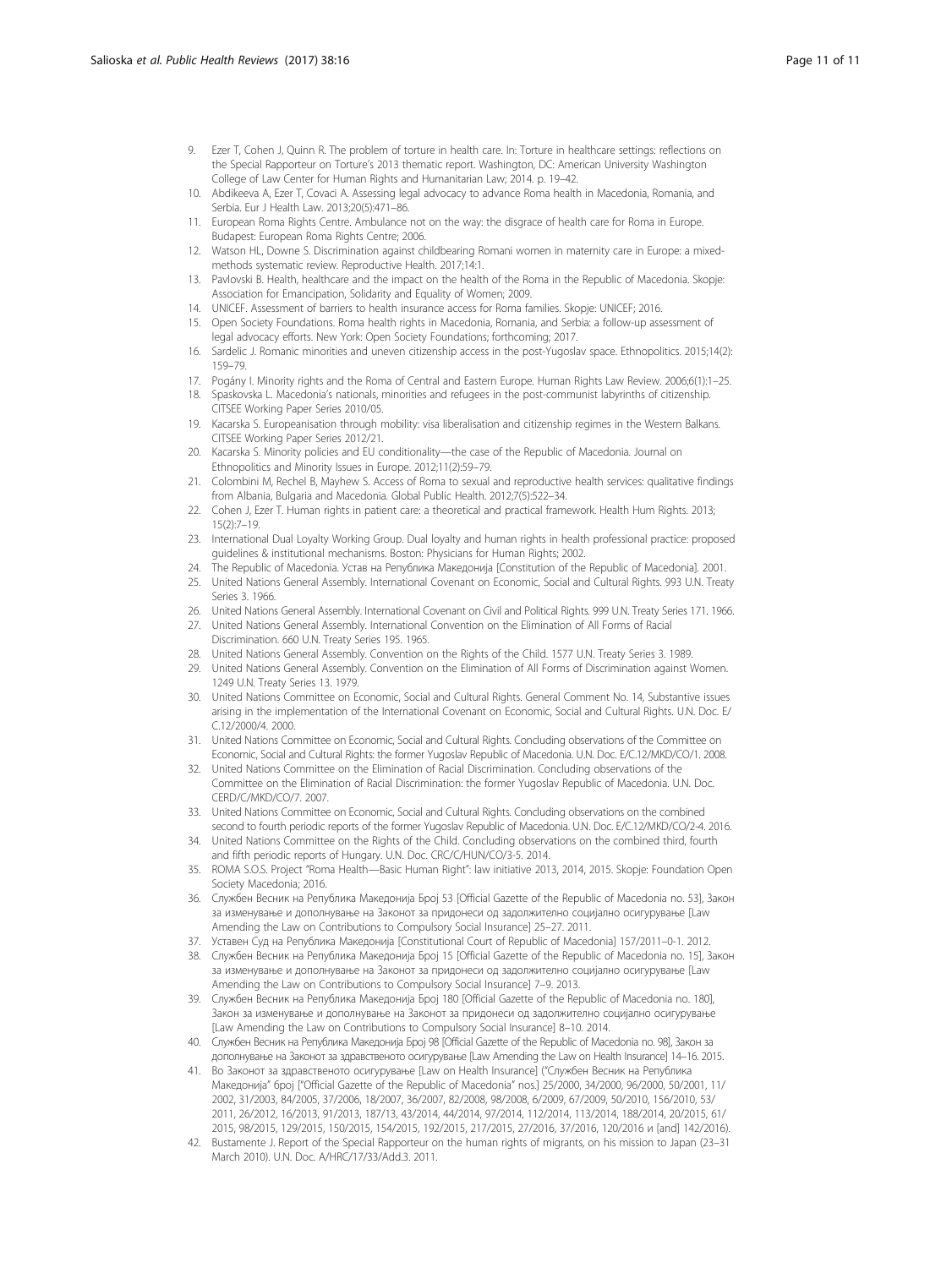9. Ezer T, Cohen J, Quinn R. The problem of torture in health care. In: Torture in healthcare settings: reflections on the Special Rapporteur on Torture's 2013 thematic report. Washington, DC: American University Washington College of Law Center for Human Rights and Humanitarian Law; 2014. p. 19–42.
10. Abdikeeva A, Ezer T, Covaci A. Assessing legal advocacy to advance Roma health in Macedonia, Romania, and Serbia. Eur J Health Law. 2013;20(5):471–86.
11. European Roma Rights Centre. Ambulance not on the way: the disgrace of health care for Roma in Europe. Budapest: European Roma Rights Centre; 2006.
12. Watson HL, Downe S. Discrimination against childbearing Romani women in maternity care in Europe: a mixed-methods systematic review. Reproductive Health. 2017;14:1.
13. Pavlovski B. Health, healthcare and the impact on the health of the Roma in the Republic of Macedonia. Skopje: Association for Emancipation, Solidarity and Equality of Women; 2009.
14. UNICEF. Assessment of barriers to health insurance access for Roma families. Skopje: UNICEF; 2016.
15. Open Society Foundations. Roma health rights in Macedonia, Romania, and Serbia: a follow-up assessment of legal advocacy efforts. New York: Open Society Foundations; forthcoming; 2017.
16. Sardelic J. Romanic minorities and uneven citizenship access in the post-Yugoslav space. Ethnopolitics. 2015;14(2): 159–79.
17. Pogány I. Minority rights and the Roma of Central and Eastern Europe. Human Rights Law Review. 2006;6(1):1–25.
18. Spaskovska L. Macedonia's nationals, minorities and refugees in the post-communist labyrinths of citizenship. CITSEE Working Paper Series 2010/05.
19. Kacarska S. Europeanisation through mobility: visa liberalisation and citizenship regimes in the Western Balkans. CITSEE Working Paper Series 2012/21.
20. Kacarska S. Minority policies and EU conditionality—the case of the Republic of Macedonia. Journal on Ethnopolitics and Minority Issues in Europe. 2012;11(2):59–79.
21. Colombini M, Rechel B, Mayhew S. Access of Roma to sexual and reproductive health services: qualitative findings from Albania, Bulgaria and Macedonia. Global Public Health. 2012;7(5):522–34.
22. Cohen J, Ezer T. Human rights in patient care: a theoretical and practical framework. Health Hum Rights. 2013; 15(2):7–19.
23. International Dual Loyalty Working Group. Dual loyalty and human rights in health professional practice: proposed guidelines & institutional mechanisms. Boston: Physicians for Human Rights; 2002.
24. The Republic of Macedonia. Устав на Република Македонија [Constitution of the Republic of Macedonia]. 2001.
25. United Nations General Assembly. International Covenant on Economic, Social and Cultural Rights. 993 U.N. Treaty Series 3. 1966.
26. United Nations General Assembly. International Covenant on Civil and Political Rights. 999 U.N. Treaty Series 171. 1966.
27. United Nations General Assembly. International Convention on the Elimination of All Forms of Racial Discrimination. 660 U.N. Treaty Series 195. 1965.
28. United Nations General Assembly. Convention on the Rights of the Child. 1577 U.N. Treaty Series 3. 1989.
29. United Nations General Assembly. Convention on the Elimination of All Forms of Discrimination against Women. 1249 U.N. Treaty Series 13. 1979.
30. United Nations Committee on Economic, Social and Cultural Rights. General Comment No. 14, Substantive issues arising in the implementation of the International Covenant on Economic, Social and Cultural Rights. U.N. Doc. E/ C.12/2000/4. 2000.
31. United Nations Committee on Economic, Social and Cultural Rights. Concluding observations of the Committee on Economic, Social and Cultural Rights: the former Yugoslav Republic of Macedonia. U.N. Doc. E/C.12/MKD/CO/1. 2008.
32. United Nations Committee on the Elimination of Racial Discrimination. Concluding observations of the Committee on the Elimination of Racial Discrimination: the former Yugoslav Republic of Macedonia. U.N. Doc. CERD/C/MKD/CO/7. 2007.
33. United Nations Committee on Economic, Social and Cultural Rights. Concluding observations on the combined second to fourth periodic reports of the former Yugoslav Republic of Macedonia. U.N. Doc. E/C.12/MKD/CO/2-4. 2016.
34. United Nations Committee on the Rights of the Child. Concluding observations on the combined third, fourth and fifth periodic reports of Hungary. U.N. Doc. CRC/C/HUN/CO/3-5. 2014.
35. ROMA S.O.S. Project "Roma Health—Basic Human Right": law initiative 2013, 2014, 2015. Skopje: Foundation Open Society Macedonia; 2016.
36. Службен Весник на Република Македонија Број 53 [Official Gazette of the Republic of Macedonia no. 53], Закон за изменување и дополнување на Законот за придонеси од задолжително социјално осигурување [Law Amending the Law on Contributions to Compulsory Social Insurance] 25–27. 2011.
37. Уставен Суд на Република Македонија [Constitutional Court of Republic of Macedonia] 157/2011–0-1. 2012.
38. Службен Весник на Република Македонија Број 15 [Official Gazette of the Republic of Macedonia no. 15], Закон за изменување и дополнување на Законот за придонеси од задолжително социјално осигурување [Law Amending the Law on Contributions to Compulsory Social Insurance] 7–9. 2013.
39. Службен Весник на Република Македонија Број 180 [Official Gazette of the Republic of Macedonia no. 180], Закон за изменување и дополнување на Законот за придонеси од задолжително социјално осигурување [Law Amending the Law on Contributions to Compulsory Social Insurance] 8–10. 2014.
40. Службен Весник на Република Македонија Број 98 [Official Gazette of the Republic of Macedonia no. 98], Закон за дополнување на Законот за здравственото осигурување [Law Amending the Law on Health Insurance] 14–16. 2015.
41. Во Законот за здравственото осигурување [Law on Health Insurance] ("Службен Весник на Република Македонија" број ["Official Gazette of the Republic of Macedonia" nos.] 25/2000, 34/2000, 96/2000, 50/2001, 11/ 2002, 31/2003, 84/2005, 37/2006, 18/2007, 36/2007, 82/2008, 98/2008, 6/2009, 67/2009, 50/2010, 156/2010, 53/ 2011, 26/2012, 16/2013, 91/2013, 187/13, 43/2014, 44/2014, 97/2014, 112/2014, 113/2014, 188/2014, 20/2015, 61/ 2015, 98/2015, 129/2015, 150/2015, 154/2015, 192/2015, 217/2015, 27/2016, 37/2016, 120/2016 и [and] 142/2016).
42. Bustamente J. Report of the Special Rapporteur on the human rights of migrants, on his mission to Japan (23–31 March 2010). U.N. Doc. A/HRC/17/33/Add.3. 2011.